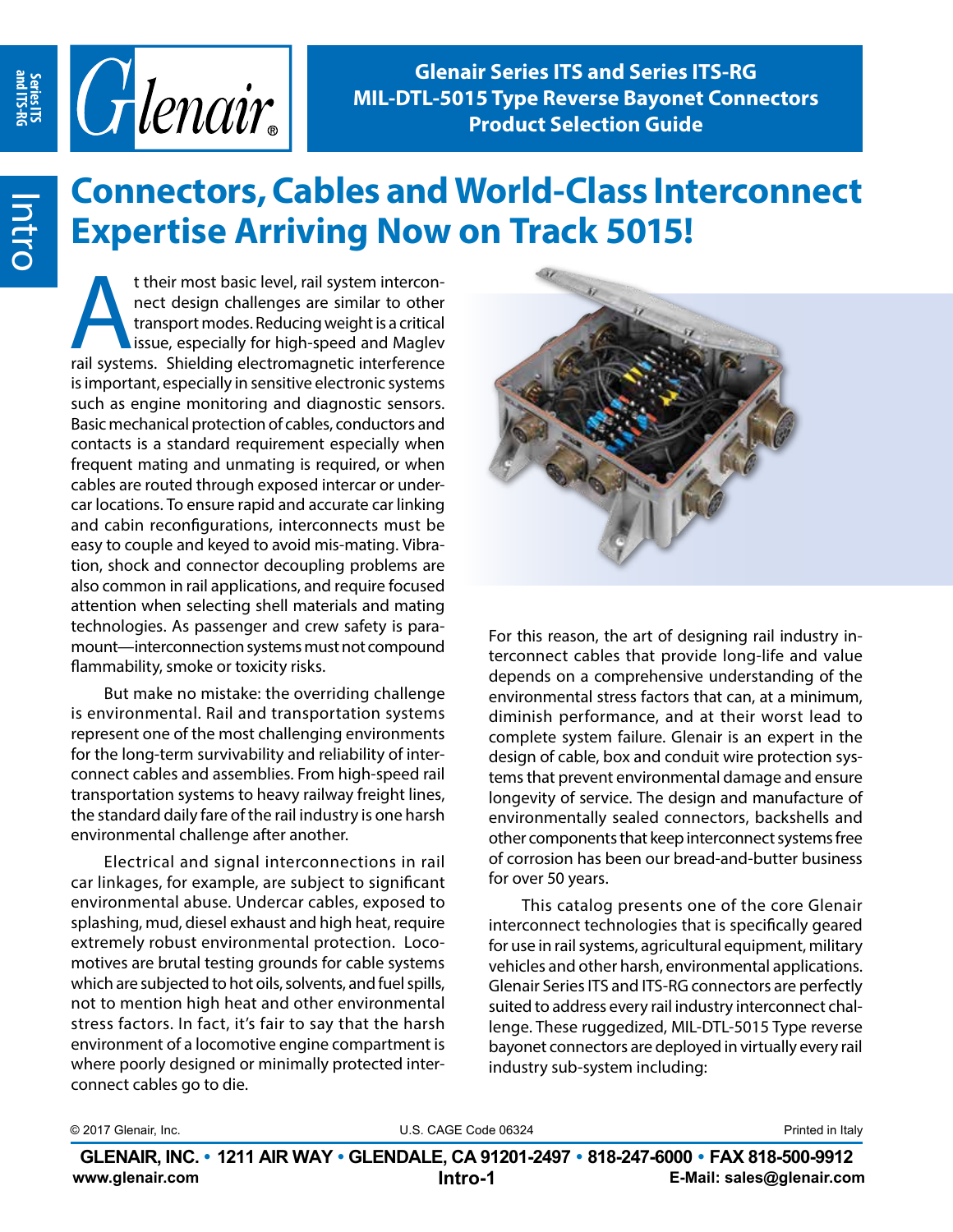# Glenair Series ITS and Series ITS-RG MIL-DTL-5015 Type Reverse Bayonet Connectors Product Selection Guide

## Connectors, Cables and World-Class Interconnect Expertise Arriving Now on Track 5015!

At their most basic level, rail system interconnect design challenges are similar to other transport modes. Reducing weight is a critical issue, especially for high-speed and Maglev rail systems. Shielding electromagnetic interference is important, especially in sensitive electronic systems such as engine monitoring and diagnostic sensors. Basic mechanical protection of cables, conductors and contacts is a standard requirement especially when frequent mating and unmating is required, or when cables are routed through exposed intercar or undercar locations. To ensure rapid and accurate car linking and cabin reconfigurations, interconnects must be easy to couple and keyed to avoid mis-mating. Vibration, shock and connector decoupling problems are also common in rail applications, and require focused attention when selecting shell materials and mating technologies. As passenger and crew safety is paramount—interconnection systems must not compound flammability, smoke or toxicity risks.

But make no mistake: the overriding challenge is environmental. Rail and transportation systems represent one of the most challenging environments for the long-term survivability and reliability of interconnect cables and assemblies. From high-speed rail transportation systems to heavy railway freight lines, the standard daily fare of the rail industry is one harsh environmental challenge after another.

Electrical and signal interconnections in rail car linkages, for example, are subject to significant environmental abuse. Undercar cables, exposed to splashing, mud, diesel exhaust and high heat, require extremely robust environmental protection. Locomotives are brutal testing grounds for cable systems which are subjected to hot oils, solvents, and fuel spills, not to mention high heat and other environmental stress factors. In fact, it's fair to say that the harsh environment of a locomotive engine compartment is where poorly designed or minimally protected interconnect cables go to die.

For this reason, the art of designing rail industry interconnect cables that provide long-life and value depends on a comprehensive understanding of the environmental stress factors that can, at a minimum, diminish performance, and at their worst lead to complete system failure. Glenair is an expert in the design of cable, box and conduit wire protection systems that prevent environmental damage and ensure longevity of service. The design and manufacture of environmentally sealed connectors, backshells and other components that keep interconnect systems free of corrosion has been our bread-and-butter business for over 50 years.

This catalog presents one of the core Glenair interconnect technologies that is specifically geared for use in rail systems, agricultural equipment, military vehicles and other harsh, environmental applications. Glenair Series ITS and ITS-RG connectors are perfectly suited to address every rail industry interconnect challenge. These ruggedized, MIL-DTL-5015 Type reverse bayonet connectors are deployed in virtually every rail industry sub-system including:

© 2017 Glenair, Inc. U.S. CAGE Code 06324 Printed in Italy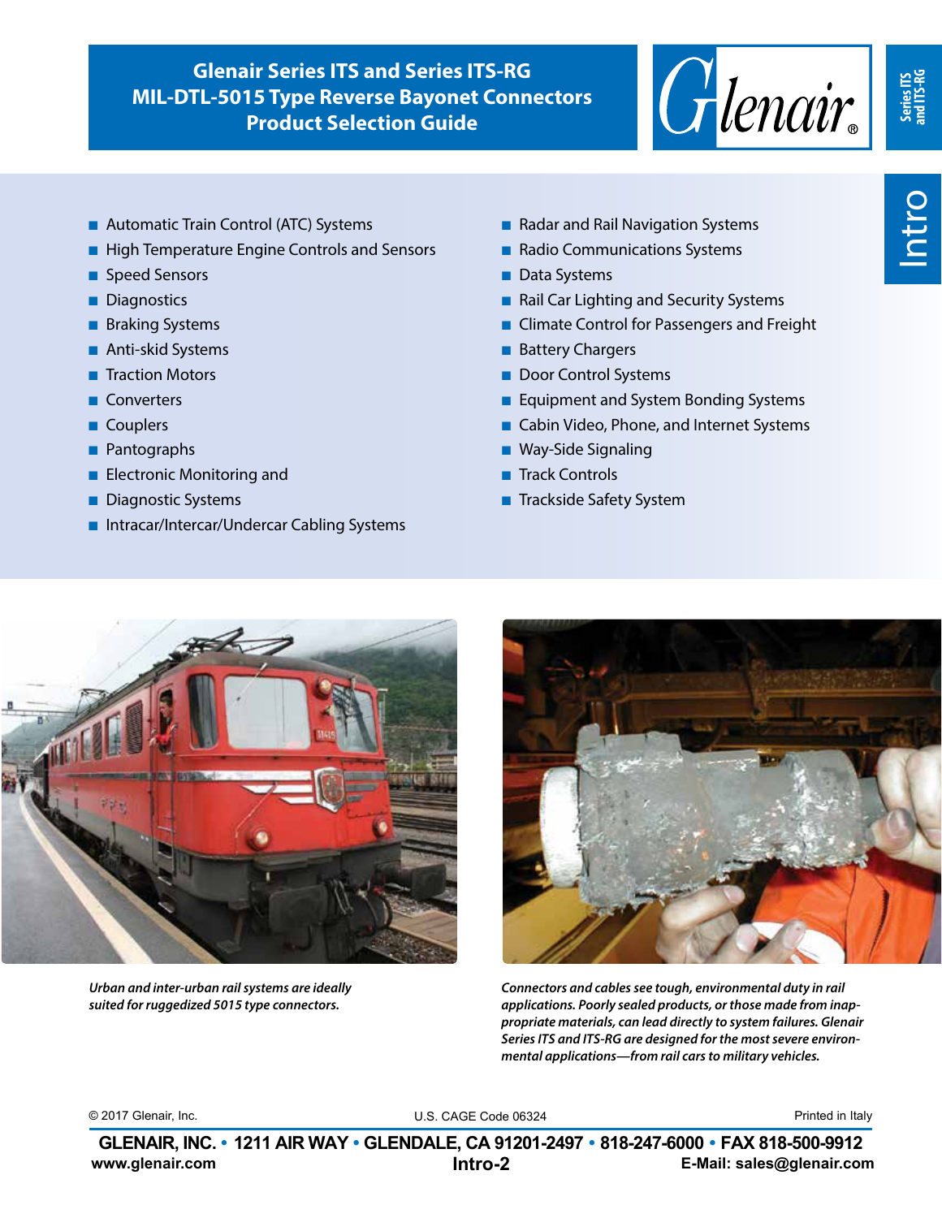# Glenair Series ITS and Series ITS-RG MIL-DTL-5015 Type Reverse Bayonet Connectors Product Selection Guide

- Automatic Train Control (ATC) Systems
- High Temperature Engine Controls and Sensors
- Speed Sensors
- Diagnostics
- Braking Systems
- Anti-skid Systems
- Traction Motors
- Converters
- Couplers
- Pantographs
- Electronic Monitoring and
- Diagnostic Systems
- Intracar/Intercar/Undercar Cabling Systems
- Radar and Rail Navigation Systems
- Radio Communications Systems
- Data Systems
- Rail Car Lighting and Security Systems
- Climate Control for Passengers and Freight
- Battery Chargers
- Door Control Systems
- Equipment and System Bonding Systems
- Cabin Video, Phone, and Internet Systems
- Way-Side Signaling
- Track Controls
- Trackside Safety System

*Urban and inter-urban rail systems are ideally suited for ruggedized 5015 type connectors.*

*Connectors and cables see tough, environmental duty in rail applications. Poorly sealed products, or those made from inappropriate materials, can lead directly to system failures. Glenair Series ITS and ITS-RG are designed for the most severe environmental applications—from rail cars to military vehicles.*

© 2017 Glenair, Inc. U.S. CAGE Code 06324 Printed in Italy

**GLENAIR, INC. • 1211 AIR WAY • GLENDALE, CA 91201-2497 • 818-247-6000 • FAX 818-500-9912**
**www.glenair.com** **E-Mail: sales@glenair.com**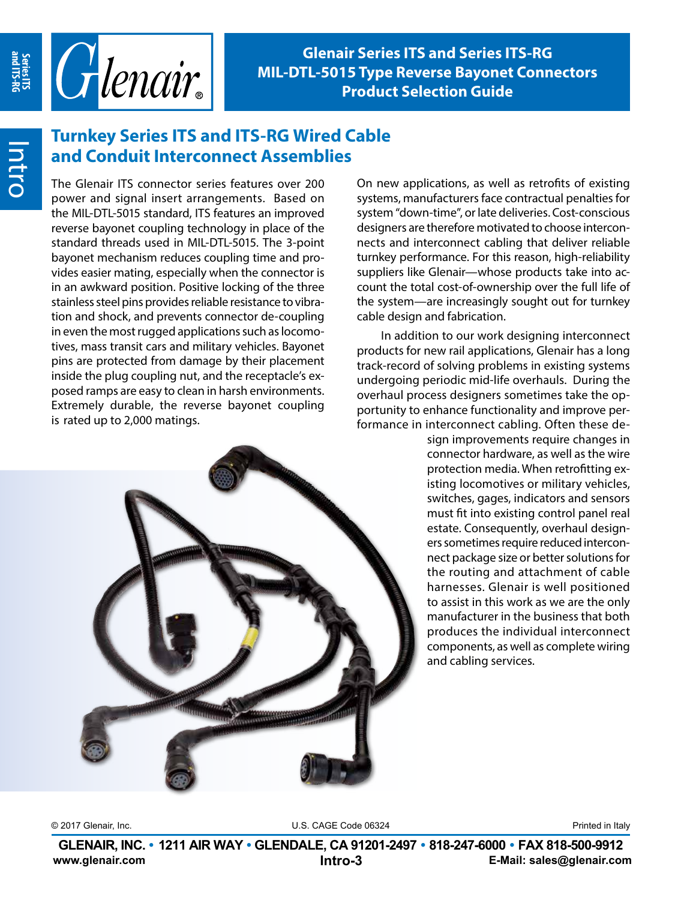## Turnkey Series ITS and ITS-RG Wired Cable and Conduit Interconnect Assemblies

The Glenair ITS connector series features over 200 power and signal insert arrangements. Based on the MIL-DTL-5015 standard, ITS features an improved reverse bayonet coupling technology in place of the standard threads used in MIL-DTL-5015. The 3-point bayonet mechanism reduces coupling time and provides easier mating, especially when the connector is in an awkward position. Positive locking of the three stainless steel pins provides reliable resistance to vibration and shock, and prevents connector de-coupling in even the most rugged applications such as locomotives, mass transit cars and military vehicles. Bayonet pins are protected from damage by their placement inside the plug coupling nut, and the receptacle's exposed ramps are easy to clean in harsh environments. Extremely durable, the reverse bayonet coupling is rated up to 2,000 matings.

On new applications, as well as retrofits of existing systems, manufacturers face contractual penalties for system "down-time", or late deliveries. Cost-conscious designers are therefore motivated to choose interconnects and interconnect cabling that deliver reliable turnkey performance. For this reason, high-reliability suppliers like Glenair—whose products take into account the total cost-of-ownership over the full life of the system—are increasingly sought out for turnkey cable design and fabrication.

In addition to our work designing interconnect products for new rail applications, Glenair has a long track-record of solving problems in existing systems undergoing periodic mid-life overhauls. During the overhaul process designers sometimes take the opportunity to enhance functionality and improve performance in interconnect cabling. Often these design improvements require changes in connector hardware, as well as the wire protection media. When retrofitting existing locomotives or military vehicles, switches, gages, indicators and sensors must fit into existing control panel real estate. Consequently, overhaul designers sometimes require reduced interconnect package size or better solutions for the routing and attachment of cable harnesses. Glenair is well positioned to assist in this work as we are the only manufacturer in the business that both produces the individual interconnect components, as well as complete wiring and cabling services.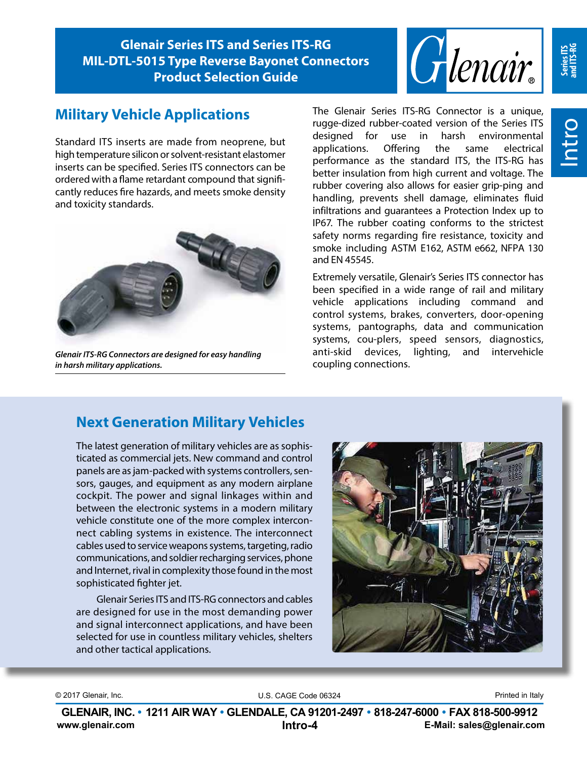# Glenair Series ITS and Series ITS-RG MIL-DTL-5015 Type Reverse Bayonet Connectors Product Selection Guide

## Military Vehicle Applications

Standard ITS inserts are made from neoprene, but high temperature silicon or solvent-resistant elastomer inserts can be specified. Series ITS connectors can be ordered with a flame retardant compound that significantly reduces fire hazards, and meets smoke density and toxicity standards.

*Glenair ITS-RG Connectors are designed for easy handling in harsh military applications.*

The Glenair Series ITS-RG Connector is a unique, rugge-dized rubber-coated version of the Series ITS designed for use in harsh environmental applications. Offering the same electrical performance as the standard ITS, the ITS-RG has better insulation from high current and voltage. The rubber covering also allows for easier grip-ping and handling, prevents shell damage, eliminates fluid infiltrations and guarantees a Protection Index up to IP67. The rubber coating conforms to the strictest safety norms regarding fire resistance, toxicity and smoke including ASTM E162, ASTM e662, NFPA 130 and EN 45545.

Extremely versatile, Glenair's Series ITS connector has been specified in a wide range of rail and military vehicle applications including command and control systems, brakes, converters, door-opening systems, pantographs, data and communication systems, cou-plers, speed sensors, diagnostics, anti-skid devices, lighting, and intervehicle coupling connections.

## Next Generation Military Vehicles

The latest generation of military vehicles are as sophisticated as commercial jets. New command and control panels are as jam-packed with systems controllers, sensors, gauges, and equipment as any modern airplane cockpit. The power and signal linkages within and between the electronic systems in a modern military vehicle constitute one of the more complex interconnect cabling systems in existence. The interconnect cables used to service weapons systems, targeting, radio communications, and soldier recharging services, phone and Internet, rival in complexity those found in the most sophisticated fighter jet.

Glenair Series ITS and ITS-RG connectors and cables are designed for use in the most demanding power and signal interconnect applications, and have been selected for use in countless military vehicles, shelters and other tactical applications.

© 2017 Glenair, Inc. U.S. CAGE Code 06324 Printed in Italy

GLENAIR, INC. • 1211 AIR WAY • GLENDALE, CA 91201-2497 • 818-247-6000 • FAX 818-500-9912
www.glenair.com E-Mail: sales@glenair.com